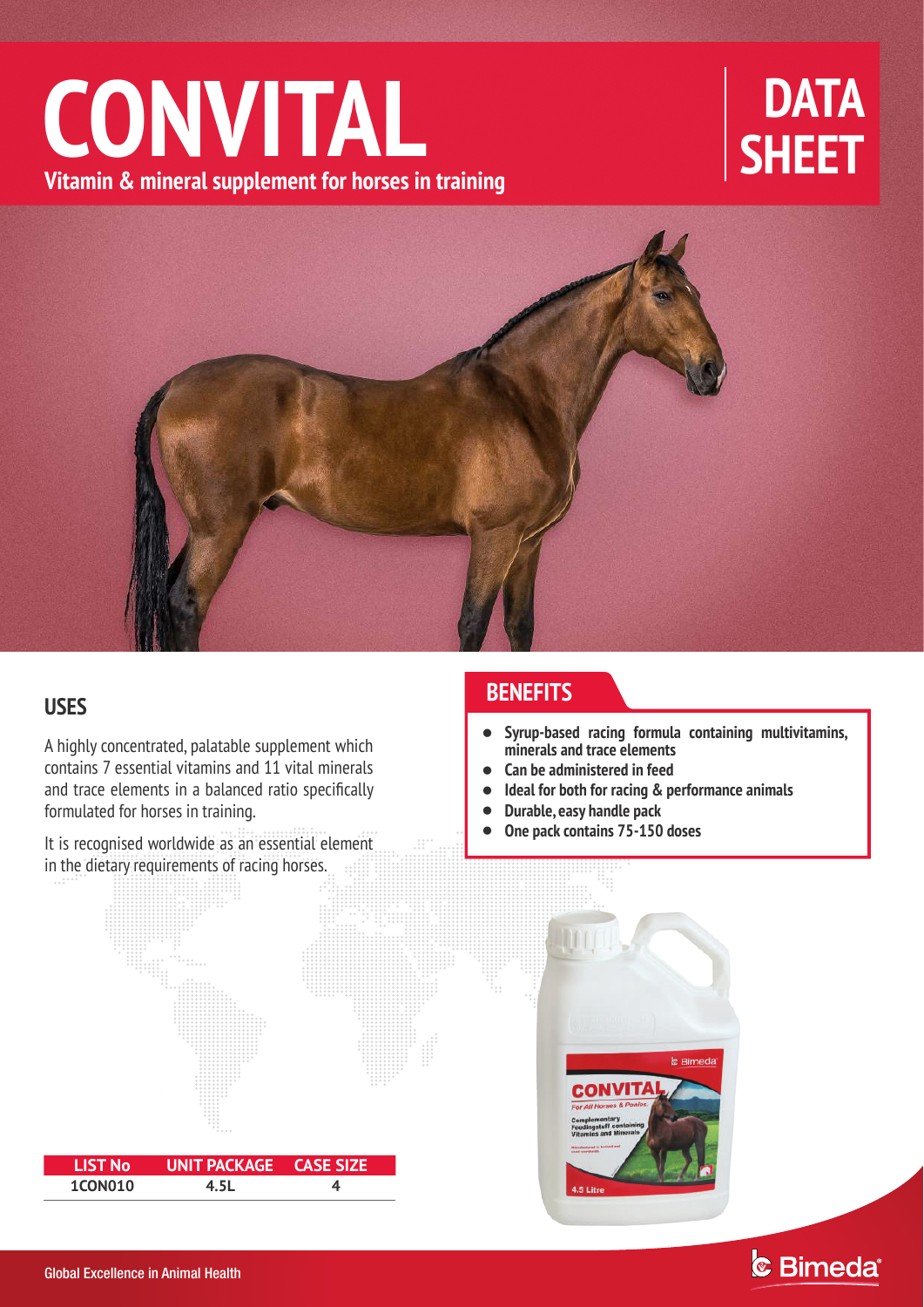# CONVITAL

**Vitamin & mineral supplement for horses in training**

**DATA SHEET**

## USES

A highly concentrated, palatable supplement which contains 7 essential vitamins and 11 vital minerals and trace elements in a balanced ratio specifically formulated for horses in training.

It is recognised worldwide as an essential element in the dietary requirements of racing horses.

## BENEFITS

- **Syrup-based racing formula containing multivitamins, minerals and trace elements**
- **Can be administered in feed**
- **Ideal for both for racing & performance animals**
- **Durable, easy handle pack**
- **One pack contains 75-150 doses**

| LIST No | UNIT PACKAGE | CASE SIZE |
|---|---|---|
| 1CON010 | 4.5L | 4 |

Global Excellence in Animal Health

Bimeda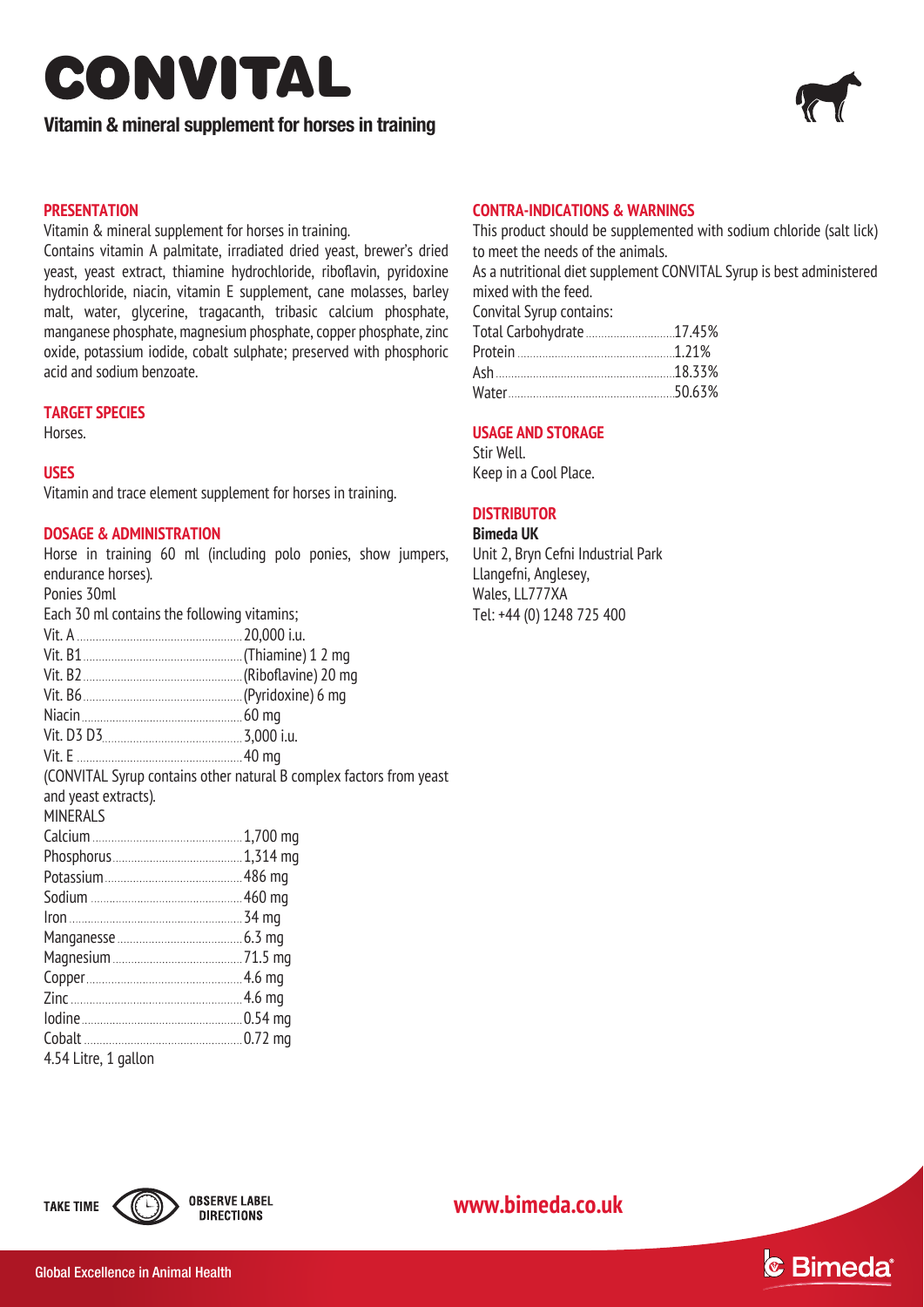# CONVITAL

**Vitamin & mineral supplement for horses in training**

## PRESENTATION

Vitamin & mineral supplement for horses in training.

Contains vitamin A palmitate, irradiated dried yeast, brewer's dried yeast, yeast extract, thiamine hydrochloride, riboflavin, pyridoxine hydrochloride, niacin, vitamin E supplement, cane molasses, barley malt, water, glycerine, tragacanth, tribasic calcium phosphate, manganese phosphate, magnesium phosphate, copper phosphate, zinc oxide, potassium iodide, cobalt sulphate; preserved with phosphoric acid and sodium benzoate.

## TARGET SPECIES

Horses.

## USES

Vitamin and trace element supplement for horses in training.

## DOSAGE & ADMINISTRATION

Horse in training 60 ml (including polo ponies, show jumpers, endurance horses).

Ponies 30ml

Each 30 ml contains the following vitamins;

| | |
|---|---|
| Vit. A | 20,000 i.u. |
| Vit. B1 | (Thiamine) 1 2 mg |
| Vit. B2 | (Riboflavine) 20 mg |
| Vit. B6 | (Pyridoxine) 6 mg |
| Niacin | 60 mg |
| Vit. D3 D3 | 3,000 i.u. |
| Vit. E | 40 mg |

(CONVITAL Syrup contains other natural B complex factors from yeast and yeast extracts).

MINERALS

| | |
|---|---|
| Calcium | 1,700 mg |
| Phosphorus | 1,314 mg |
| Potassium | 486 mg |
| Sodium | 460 mg |
| Iron | 34 mg |
| Manganesse | 6.3 mg |
| Magnesium | 71.5 mg |
| Copper | 4.6 mg |
| Zinc | 4.6 mg |
| Iodine | 0.54 mg |
| Cobalt | 0.72 mg |

4.54 Litre, 1 gallon

## CONTRA-INDICATIONS & WARNINGS

This product should be supplemented with sodium chloride (salt lick) to meet the needs of the animals.

As a nutritional diet supplement CONVITAL Syrup is best administered mixed with the feed.

Convital Syrup contains:

| | |
|---|---|
| Total Carbohydrate | 17.45% |
| Protein | 1.21% |
| Ash | 18.33% |
| Water | 50.63% |

## USAGE AND STORAGE

Stir Well.

Keep in a Cool Place.

## DISTRIBUTOR

**Bimeda UK**

Unit 2, Bryn Cefni Industrial Park

Llangefni, Anglesey,

Wales, LL777XA

Tel: +44 (0) 1248 725 400

TAKE TIME OBSERVE LABEL DIRECTIONS

www.bimeda.co.uk

Global Excellence in Animal Health

Bimeda